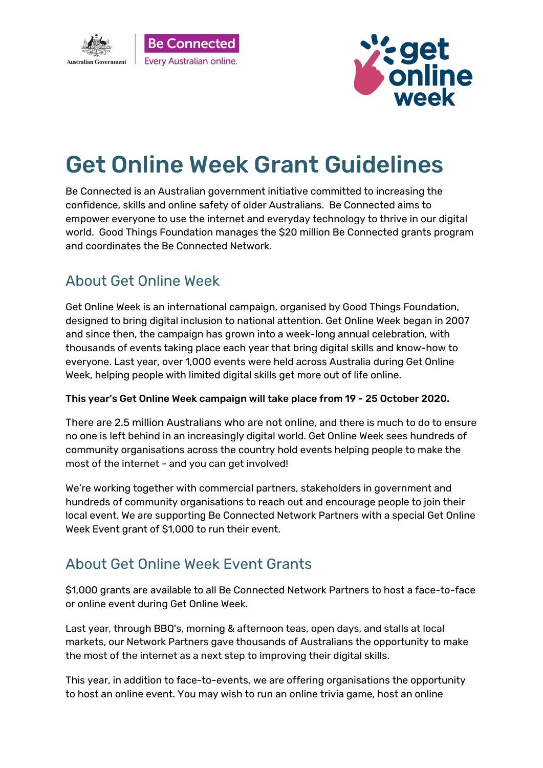Australian Government | Be Connected
Every Australian online.

get online week

# Get Online Week Grant Guidelines

Be Connected is an Australian government initiative committed to increasing the confidence, skills and online safety of older Australians. Be Connected aims to empower everyone to use the internet and everyday technology to thrive in our digital world. Good Things Foundation manages the $20 million Be Connected grants program and coordinates the Be Connected Network.

## About Get Online Week

Get Online Week is an international campaign, organised by Good Things Foundation, designed to bring digital inclusion to national attention. Get Online Week began in 2007 and since then, the campaign has grown into a week-long annual celebration, with thousands of events taking place each year that bring digital skills and know-how to everyone. Last year, over 1,000 events were held across Australia during Get Online Week, helping people with limited digital skills get more out of life online.

**This year's Get Online Week campaign will take place from 19 - 25 October 2020.**

There are 2.5 million Australians who are not online, and there is much to do to ensure no one is left behind in an increasingly digital world. Get Online Week sees hundreds of community organisations across the country hold events helping people to make the most of the internet - and you can get involved!

We're working together with commercial partners, stakeholders in government and hundreds of community organisations to reach out and encourage people to join their local event. We are supporting Be Connected Network Partners with a special Get Online Week Event grant of $1,000 to run their event.

## About Get Online Week Event Grants

$1,000 grants are available to all Be Connected Network Partners to host a face-to-face or online event during Get Online Week.

Last year, through BBQ's, morning & afternoon teas, open days, and stalls at local markets, our Network Partners gave thousands of Australians the opportunity to make the most of the internet as a next step to improving their digital skills.

This year, in addition to face-to-events, we are offering organisations the opportunity to host an online event. You may wish to run an online trivia game, host an online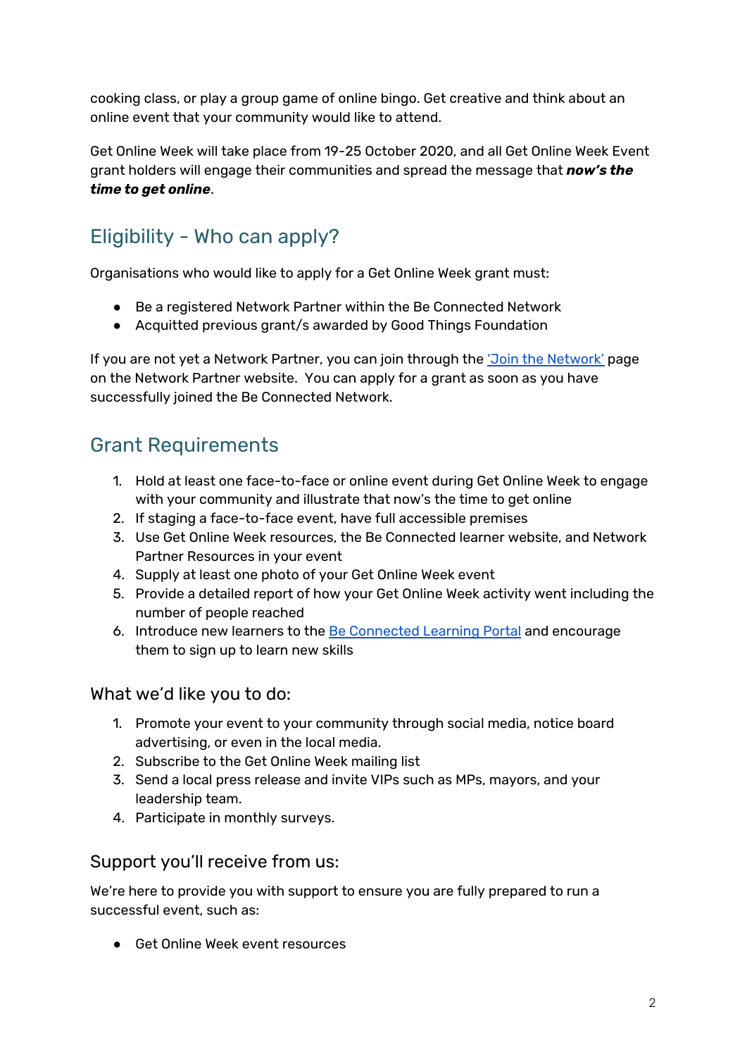cooking class, or play a group game of online bingo. Get creative and think about an online event that your community would like to attend.

Get Online Week will take place from 19-25 October 2020, and all Get Online Week Event grant holders will engage their communities and spread the message that ***now's the time to get online***.

## Eligibility - Who can apply?

Organisations who would like to apply for a Get Online Week grant must:

- Be a registered Network Partner within the Be Connected Network
- Acquitted previous grant/s awarded by Good Things Foundation

If you are not yet a Network Partner, you can join through the ['Join the Network'](#) page on the Network Partner website. You can apply for a grant as soon as you have successfully joined the Be Connected Network.

## Grant Requirements

1. Hold at least one face-to-face or online event during Get Online Week to engage with your community and illustrate that now's the time to get online
2. If staging a face-to-face event, have full accessible premises
3. Use Get Online Week resources, the Be Connected learner website, and Network Partner Resources in your event
4. Supply at least one photo of your Get Online Week event
5. Provide a detailed report of how your Get Online Week activity went including the number of people reached
6. Introduce new learners to the [Be Connected Learning Portal](#) and encourage them to sign up to learn new skills

### What we'd like you to do:

1. Promote your event to your community through social media, notice board advertising, or even in the local media.
2. Subscribe to the Get Online Week mailing list
3. Send a local press release and invite VIPs such as MPs, mayors, and your leadership team.
4. Participate in monthly surveys.

### Support you'll receive from us:

We're here to provide you with support to ensure you are fully prepared to run a successful event, such as:

- Get Online Week event resources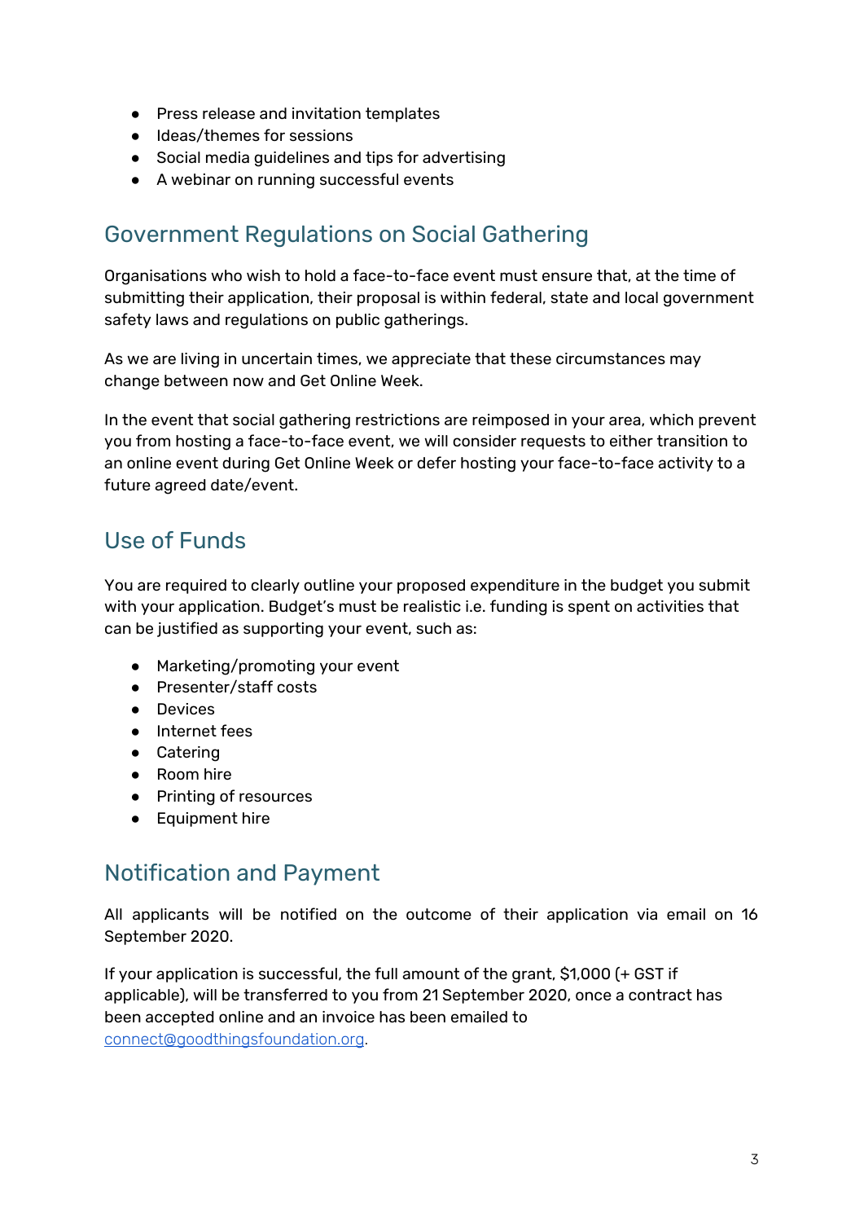- Press release and invitation templates
- Ideas/themes for sessions
- Social media guidelines and tips for advertising
- A webinar on running successful events

## Government Regulations on Social Gathering

Organisations who wish to hold a face-to-face event must ensure that, at the time of submitting their application, their proposal is within federal, state and local government safety laws and regulations on public gatherings.

As we are living in uncertain times, we appreciate that these circumstances may change between now and Get Online Week.

In the event that social gathering restrictions are reimposed in your area, which prevent you from hosting a face-to-face event, we will consider requests to either transition to an online event during Get Online Week or defer hosting your face-to-face activity to a future agreed date/event.

## Use of Funds

You are required to clearly outline your proposed expenditure in the budget you submit with your application. Budget's must be realistic i.e. funding is spent on activities that can be justified as supporting your event, such as:

- Marketing/promoting your event
- Presenter/staff costs
- Devices
- Internet fees
- Catering
- Room hire
- Printing of resources
- Equipment hire

## Notification and Payment

All applicants will be notified on the outcome of their application via email on 16 September 2020.

If your application is successful, the full amount of the grant, $1,000 (+ GST if applicable), will be transferred to you from 21 September 2020, once a contract has been accepted online and an invoice has been emailed to [connect@goodthingsfoundation.org](mailto:connect@goodthingsfoundation.org).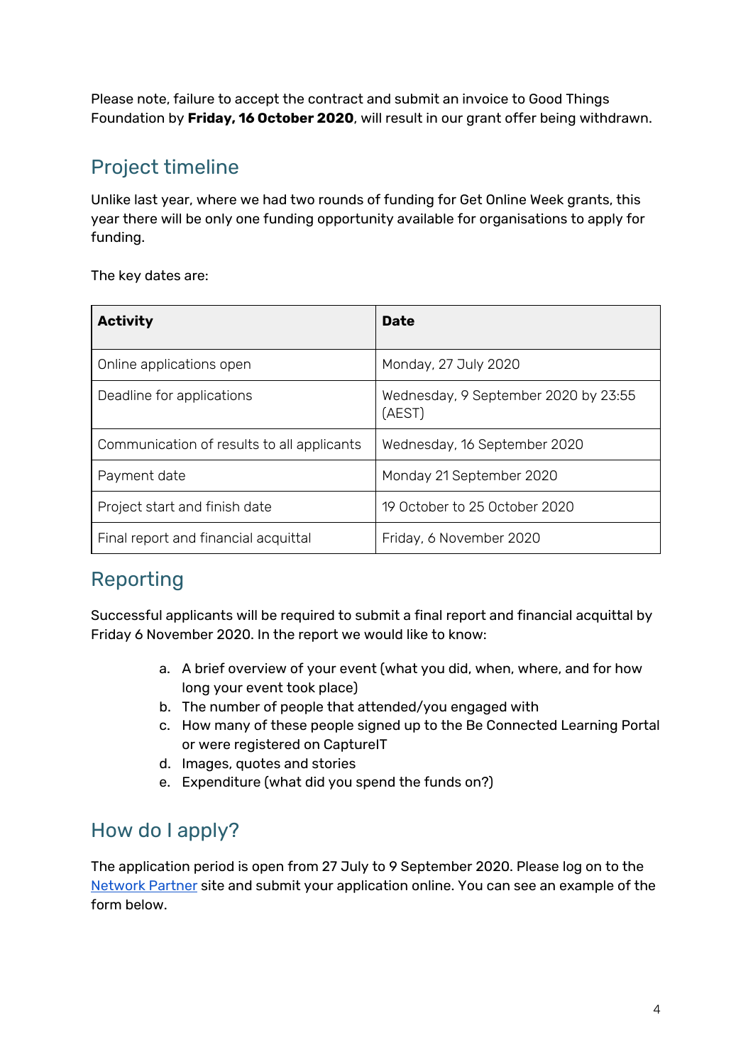Please note, failure to accept the contract and submit an invoice to Good Things Foundation by **Friday, 16 October 2020**, will result in our grant offer being withdrawn.

## Project timeline

Unlike last year, where we had two rounds of funding for Get Online Week grants, this year there will be only one funding opportunity available for organisations to apply for funding.

The key dates are:

| Activity | Date |
|---|---|
| Online applications open | Monday, 27 July 2020 |
| Deadline for applications | Wednesday, 9 September 2020 by 23:55 (AEST) |
| Communication of results to all applicants | Wednesday, 16 September 2020 |
| Payment date | Monday 21 September 2020 |
| Project start and finish date | 19 October to 25 October 2020 |
| Final report and financial acquittal | Friday, 6 November 2020 |

## Reporting

Successful applicants will be required to submit a final report and financial acquittal by Friday 6 November 2020. In the report we would like to know:

a. A brief overview of your event (what you did, when, where, and for how long your event took place)
b. The number of people that attended/you engaged with
c. How many of these people signed up to the Be Connected Learning Portal or were registered on CaptureIT
d. Images, quotes and stories
e. Expenditure (what did you spend the funds on?)

## How do I apply?

The application period is open from 27 July to 9 September 2020. Please log on to the Network Partner site and submit your application online. You can see an example of the form below.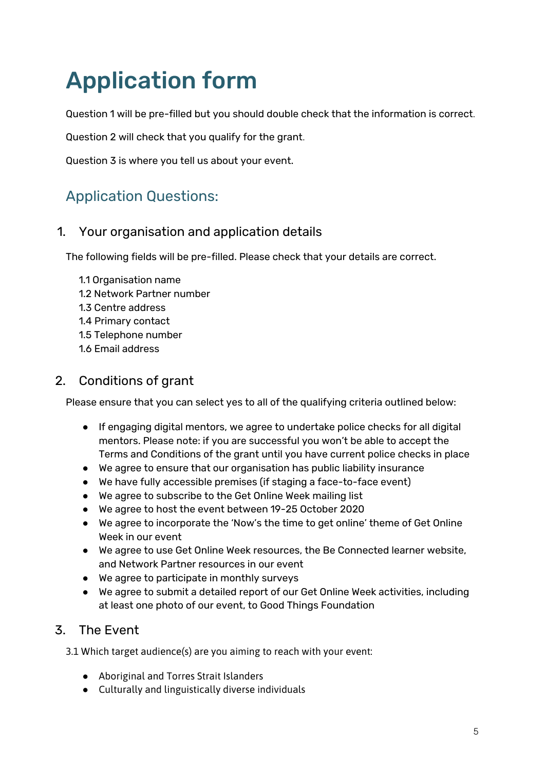# Application form

Question 1 will be pre-filled but you should double check that the information is correct.

Question 2 will check that you qualify for the grant.

Question 3 is where you tell us about your event.

## Application Questions:

### 1. Your organisation and application details

The following fields will be pre-filled. Please check that your details are correct.

1.1 Organisation name
1.2 Network Partner number
1.3 Centre address
1.4 Primary contact
1.5 Telephone number
1.6 Email address

### 2. Conditions of grant

Please ensure that you can select yes to all of the qualifying criteria outlined below:

- If engaging digital mentors, we agree to undertake police checks for all digital mentors. Please note: if you are successful you won't be able to accept the Terms and Conditions of the grant until you have current police checks in place
- We agree to ensure that our organisation has public liability insurance
- We have fully accessible premises (if staging a face-to-face event)
- We agree to subscribe to the Get Online Week mailing list
- We agree to host the event between 19-25 October 2020
- We agree to incorporate the 'Now's the time to get online' theme of Get Online Week in our event
- We agree to use Get Online Week resources, the Be Connected learner website, and Network Partner resources in our event
- We agree to participate in monthly surveys
- We agree to submit a detailed report of our Get Online Week activities, including at least one photo of our event, to Good Things Foundation

### 3. The Event

3.1 Which target audience(s) are you aiming to reach with your event:

- Aboriginal and Torres Strait Islanders
- Culturally and linguistically diverse individuals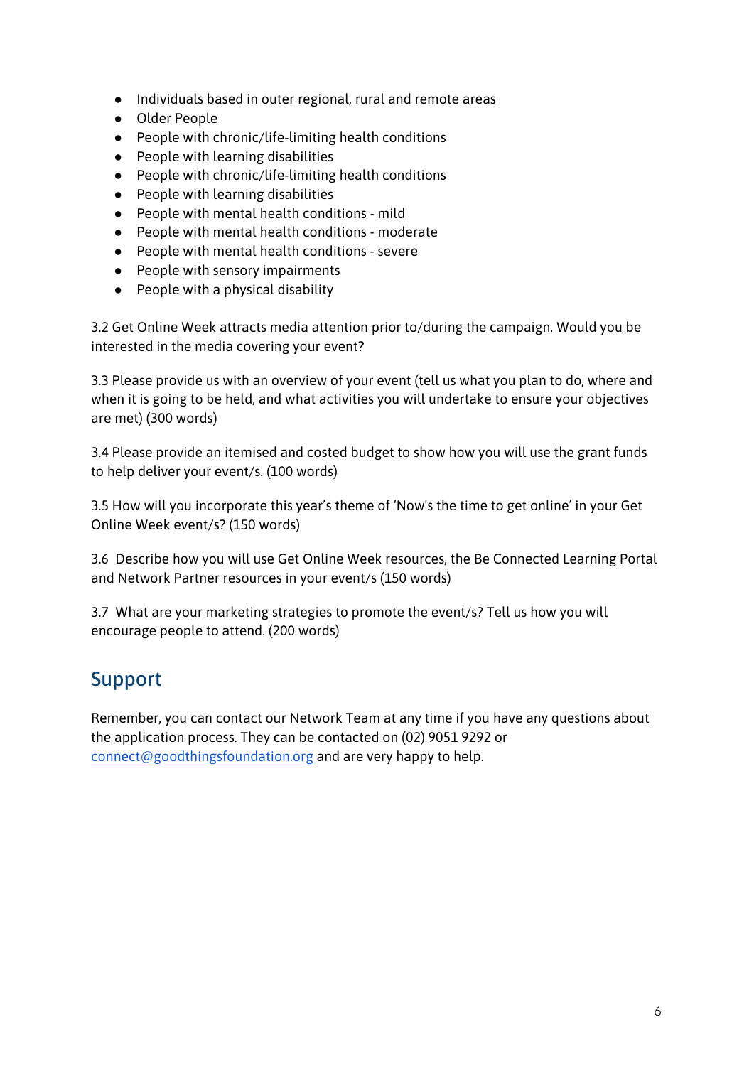- Individuals based in outer regional, rural and remote areas
- Older People
- People with chronic/life-limiting health conditions
- People with learning disabilities
- People with chronic/life-limiting health conditions
- People with learning disabilities
- People with mental health conditions - mild
- People with mental health conditions - moderate
- People with mental health conditions - severe
- People with sensory impairments
- People with a physical disability

3.2 Get Online Week attracts media attention prior to/during the campaign. Would you be interested in the media covering your event?

3.3 Please provide us with an overview of your event (tell us what you plan to do, where and when it is going to be held, and what activities you will undertake to ensure your objectives are met) (300 words)

3.4 Please provide an itemised and costed budget to show how you will use the grant funds to help deliver your event/s. (100 words)

3.5 How will you incorporate this year's theme of 'Now's the time to get online' in your Get Online Week event/s? (150 words)

3.6 Describe how you will use Get Online Week resources, the Be Connected Learning Portal and Network Partner resources in your event/s (150 words)

3.7 What are your marketing strategies to promote the event/s? Tell us how you will encourage people to attend. (200 words)

## Support

Remember, you can contact our Network Team at any time if you have any questions about the application process. They can be contacted on (02) 9051 9292 or connect@goodthingsfoundation.org and are very happy to help.